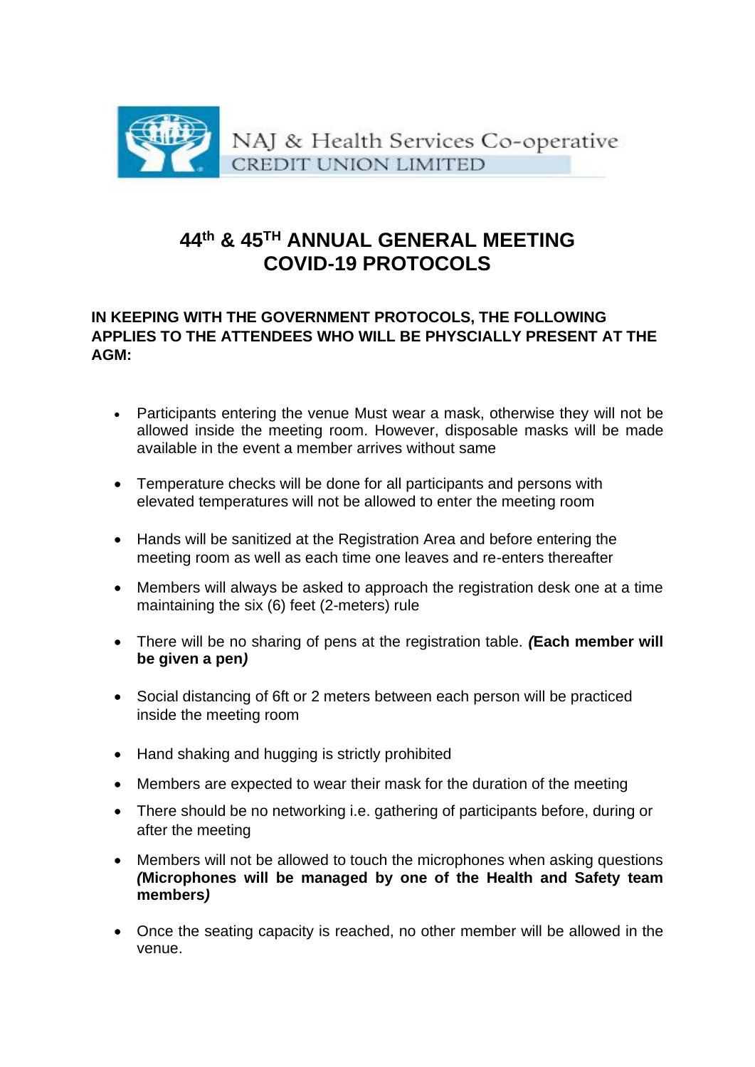NAJ & Health Services Co-operative
CREDIT UNION LIMITED

# 44th & 45TH ANNUAL GENERAL MEETING COVID-19 PROTOCOLS

**IN KEEPING WITH THE GOVERNMENT PROTOCOLS, THE FOLLOWING APPLIES TO THE ATTENDEES WHO WILL BE PHYSCIALLY PRESENT AT THE AGM:**

- Participants entering the venue Must wear a mask, otherwise they will not be allowed inside the meeting room. However, disposable masks will be made available in the event a member arrives without same
- Temperature checks will be done for all participants and persons with elevated temperatures will not be allowed to enter the meeting room
- Hands will be sanitized at the Registration Area and before entering the meeting room as well as each time one leaves and re-enters thereafter
- Members will always be asked to approach the registration desk one at a time maintaining the six (6) feet (2-meters) rule
- There will be no sharing of pens at the registration table. ***(*****Each member will be given a pen*****)***
- Social distancing of 6ft or 2 meters between each person will be practiced inside the meeting room
- Hand shaking and hugging is strictly prohibited
- Members are expected to wear their mask for the duration of the meeting
- There should be no networking i.e. gathering of participants before, during or after the meeting
- Members will not be allowed to touch the microphones when asking questions ***(*****Microphones will be managed by one of the Health and Safety team members*****)***
- Once the seating capacity is reached, no other member will be allowed in the venue.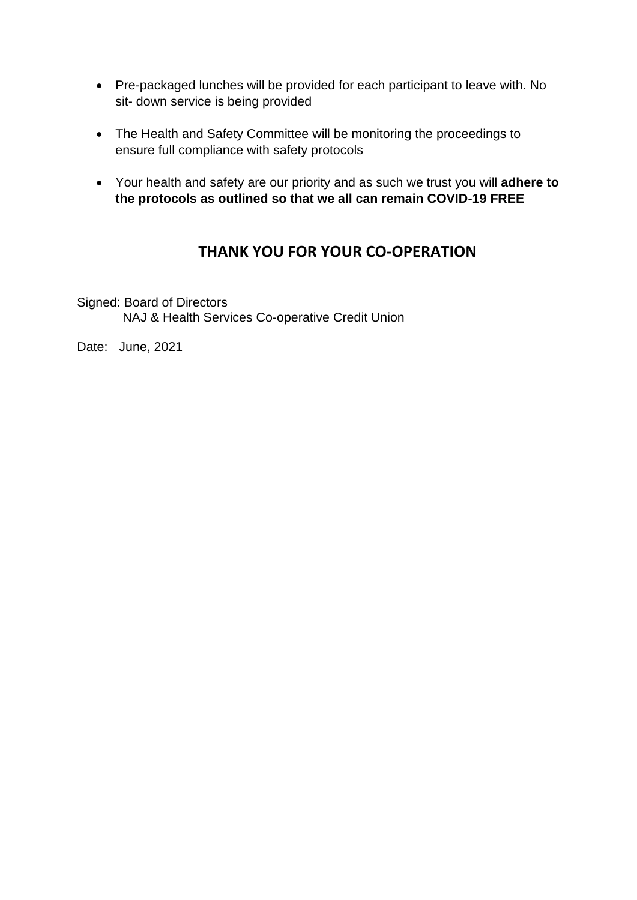- Pre-packaged lunches will be provided for each participant to leave with. No sit- down service is being provided

- The Health and Safety Committee will be monitoring the proceedings to ensure full compliance with safety protocols

- Your health and safety are our priority and as such we trust you will **adhere to the protocols as outlined so that we all can remain COVID-19 FREE**

## THANK YOU FOR YOUR CO-OPERATION

Signed: Board of Directors
NAJ & Health Services Co-operative Credit Union

Date: June, 2021